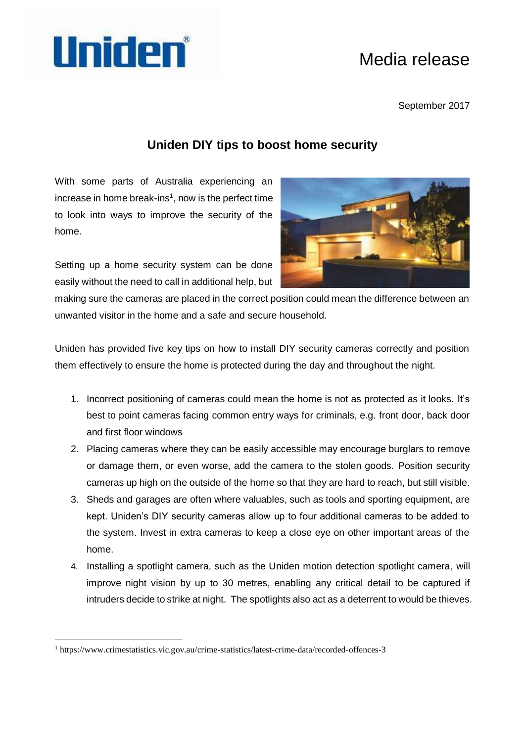Media release

September 2017

# Uniden DIY tips to boost home security

With some parts of Australia experiencing an increase in home break-ins[1], now is the perfect time to look into ways to improve the security of the home.

Setting up a home security system can be done easily without the need to call in additional help, but making sure the cameras are placed in the correct position could mean the difference between an unwanted visitor in the home and a safe and secure household.

Uniden has provided five key tips on how to install DIY security cameras correctly and position them effectively to ensure the home is protected during the day and throughout the night.

1. Incorrect positioning of cameras could mean the home is not as protected as it looks. It's best to point cameras facing common entry ways for criminals, e.g. front door, back door and first floor windows
2. Placing cameras where they can be easily accessible may encourage burglars to remove or damage them, or even worse, add the camera to the stolen goods. Position security cameras up high on the outside of the home so that they are hard to reach, but still visible.
3. Sheds and garages are often where valuables, such as tools and sporting equipment, are kept. Uniden's DIY security cameras allow up to four additional cameras to be added to the system. Invest in extra cameras to keep a close eye on other important areas of the home.
4. Installing a spotlight camera, such as the Uniden motion detection spotlight camera, will improve night vision by up to 30 metres, enabling any critical detail to be captured if intruders decide to strike at night. The spotlights also act as a deterrent to would be thieves.

[1] https://www.crimestatistics.vic.gov.au/crime-statistics/latest-crime-data/recorded-offences-3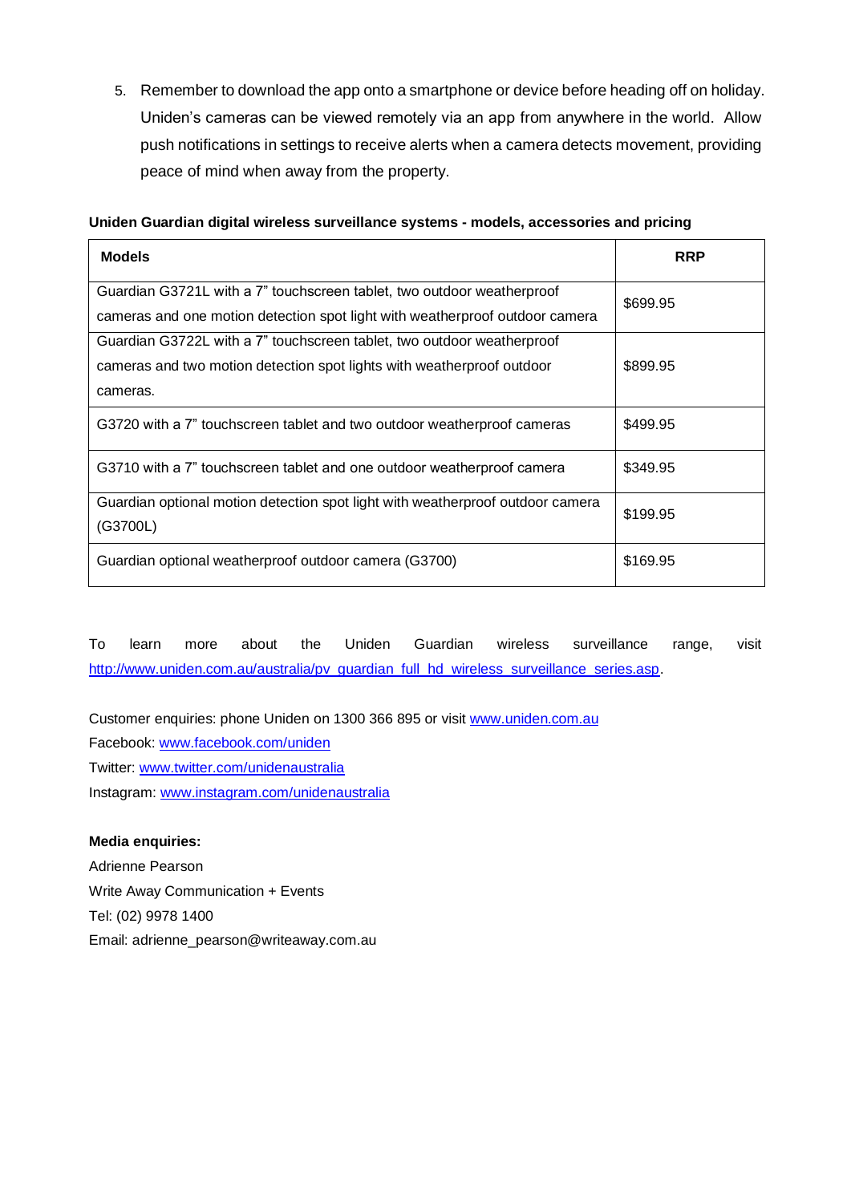5. Remember to download the app onto a smartphone or device before heading off on holiday. Uniden's cameras can be viewed remotely via an app from anywhere in the world. Allow push notifications in settings to receive alerts when a camera detects movement, providing peace of mind when away from the property.

**Uniden Guardian digital wireless surveillance systems - models, accessories and pricing**

| Models | RRP |
|---|---|
| Guardian G3721L with a 7" touchscreen tablet, two outdoor weatherproof cameras and one motion detection spot light with weatherproof outdoor camera | $699.95 |
| Guardian G3722L with a 7" touchscreen tablet, two outdoor weatherproof cameras and two motion detection spot lights with weatherproof outdoor cameras. | $899.95 |
| G3720 with a 7" touchscreen tablet and two outdoor weatherproof cameras | $499.95 |
| G3710 with a 7" touchscreen tablet and one outdoor weatherproof camera | $349.95 |
| Guardian optional motion detection spot light with weatherproof outdoor camera (G3700L) | $199.95 |
| Guardian optional weatherproof outdoor camera (G3700) | $169.95 |

To learn more about the Uniden Guardian wireless surveillance range, visit http://www.uniden.com.au/australia/pv_guardian_full_hd_wireless_surveillance_series.asp.

Customer enquiries: phone Uniden on 1300 366 895 or visit www.uniden.com.au
Facebook: www.facebook.com/uniden
Twitter: www.twitter.com/unidenaustralia
Instagram: www.instagram.com/unidenaustralia

**Media enquiries:**
Adrienne Pearson
Write Away Communication + Events
Tel: (02) 9978 1400
Email: adrienne_pearson@writeaway.com.au